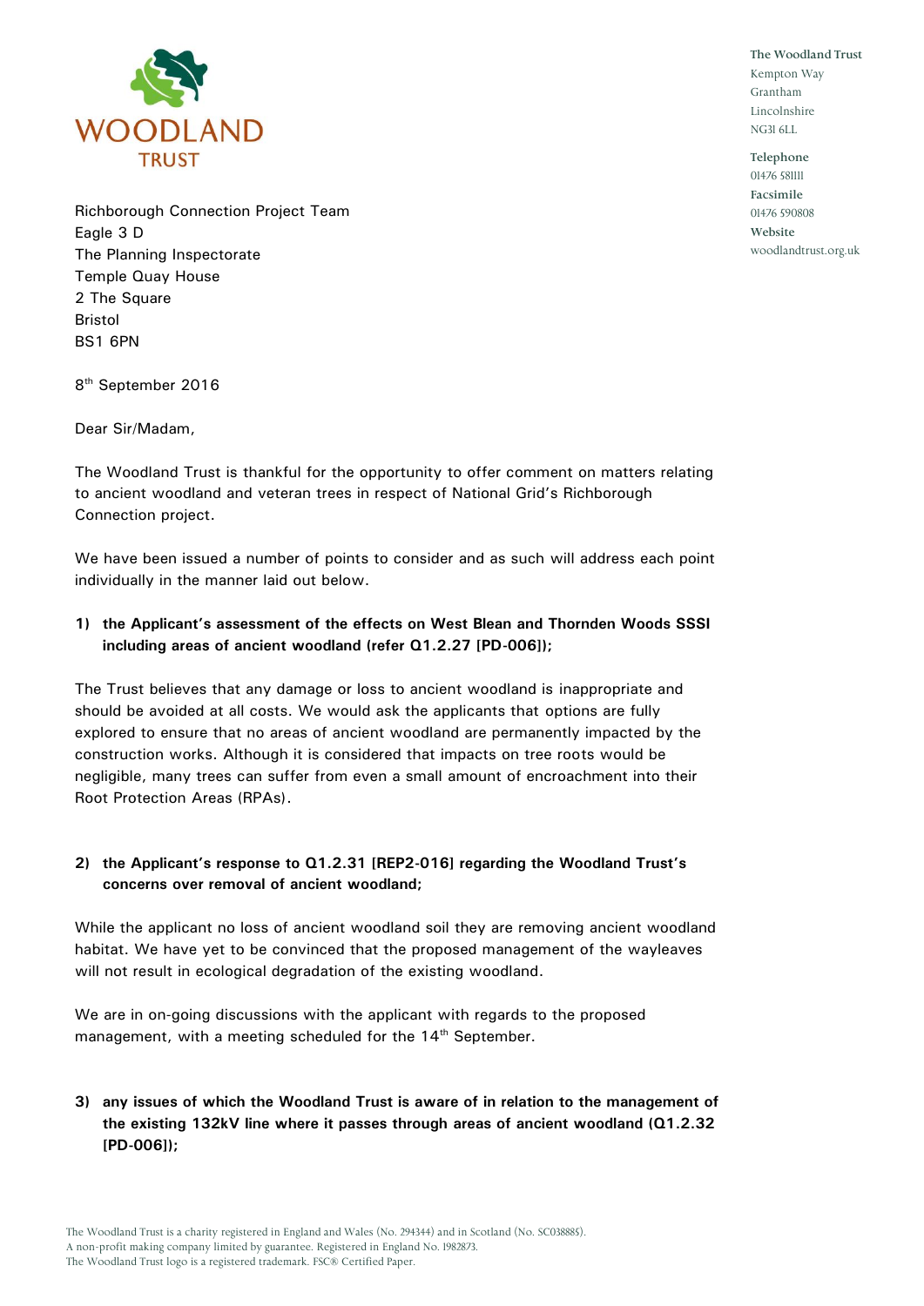WOODLAND TRUST

The Woodland Trust
Kempton Way
Grantham
Lincolnshire
NG31 6LL

**Telephone**
01476 581111
**Facsimile**
01476 590808
**Website**
woodlandtrust.org.uk

Richborough Connection Project Team
Eagle 3 D
The Planning Inspectorate
Temple Quay House
2 The Square
Bristol
BS1 6PN

8th September 2016

Dear Sir/Madam,

The Woodland Trust is thankful for the opportunity to offer comment on matters relating to ancient woodland and veteran trees in respect of National Grid's Richborough Connection project.

We have been issued a number of points to consider and as such will address each point individually in the manner laid out below.

**1) the Applicant's assessment of the effects on West Blean and Thornden Woods SSSI including areas of ancient woodland (refer Q1.2.27 [PD-006]);**

The Trust believes that any damage or loss to ancient woodland is inappropriate and should be avoided at all costs. We would ask the applicants that options are fully explored to ensure that no areas of ancient woodland are permanently impacted by the construction works. Although it is considered that impacts on tree roots would be negligible, many trees can suffer from even a small amount of encroachment into their Root Protection Areas (RPAs).

**2) the Applicant's response to Q1.2.31 [REP2-016] regarding the Woodland Trust's concerns over removal of ancient woodland;**

While the applicant no loss of ancient woodland soil they are removing ancient woodland habitat. We have yet to be convinced that the proposed management of the wayleaves will not result in ecological degradation of the existing woodland.

We are in on-going discussions with the applicant with regards to the proposed management, with a meeting scheduled for the 14th September.

**3) any issues of which the Woodland Trust is aware of in relation to the management of the existing 132kV line where it passes through areas of ancient woodland (Q1.2.32 [PD-006]);**

The Woodland Trust is a charity registered in England and Wales (No. 294344) and in Scotland (No. SC038885).
A non-profit making company limited by guarantee. Registered in England No. 1982873.
The Woodland Trust logo is a registered trademark. FSC® Certified Paper.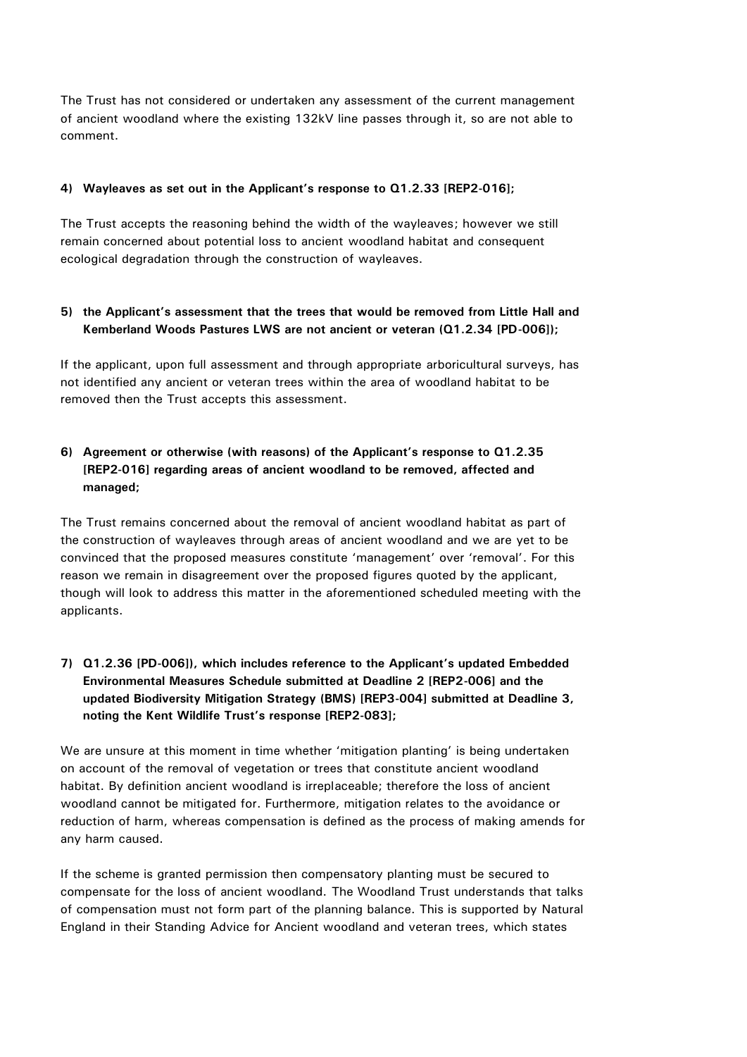The Trust has not considered or undertaken any assessment of the current management of ancient woodland where the existing 132kV line passes through it, so are not able to comment.

**4) Wayleaves as set out in the Applicant's response to Q1.2.33 [REP2-016];**

The Trust accepts the reasoning behind the width of the wayleaves; however we still remain concerned about potential loss to ancient woodland habitat and consequent ecological degradation through the construction of wayleaves.

**5) the Applicant's assessment that the trees that would be removed from Little Hall and Kemberland Woods Pastures LWS are not ancient or veteran (Q1.2.34 [PD-006]);**

If the applicant, upon full assessment and through appropriate arboricultural surveys, has not identified any ancient or veteran trees within the area of woodland habitat to be removed then the Trust accepts this assessment.

**6) Agreement or otherwise (with reasons) of the Applicant's response to Q1.2.35 [REP2-016] regarding areas of ancient woodland to be removed, affected and managed;**

The Trust remains concerned about the removal of ancient woodland habitat as part of the construction of wayleaves through areas of ancient woodland and we are yet to be convinced that the proposed measures constitute 'management' over 'removal'. For this reason we remain in disagreement over the proposed figures quoted by the applicant, though will look to address this matter in the aforementioned scheduled meeting with the applicants.

**7) Q1.2.36 [PD-006]), which includes reference to the Applicant's updated Embedded Environmental Measures Schedule submitted at Deadline 2 [REP2-006] and the updated Biodiversity Mitigation Strategy (BMS) [REP3-004] submitted at Deadline 3, noting the Kent Wildlife Trust's response [REP2-083];**

We are unsure at this moment in time whether 'mitigation planting' is being undertaken on account of the removal of vegetation or trees that constitute ancient woodland habitat. By definition ancient woodland is irreplaceable; therefore the loss of ancient woodland cannot be mitigated for. Furthermore, mitigation relates to the avoidance or reduction of harm, whereas compensation is defined as the process of making amends for any harm caused.

If the scheme is granted permission then compensatory planting must be secured to compensate for the loss of ancient woodland. The Woodland Trust understands that talks of compensation must not form part of the planning balance. This is supported by Natural England in their Standing Advice for Ancient woodland and veteran trees, which states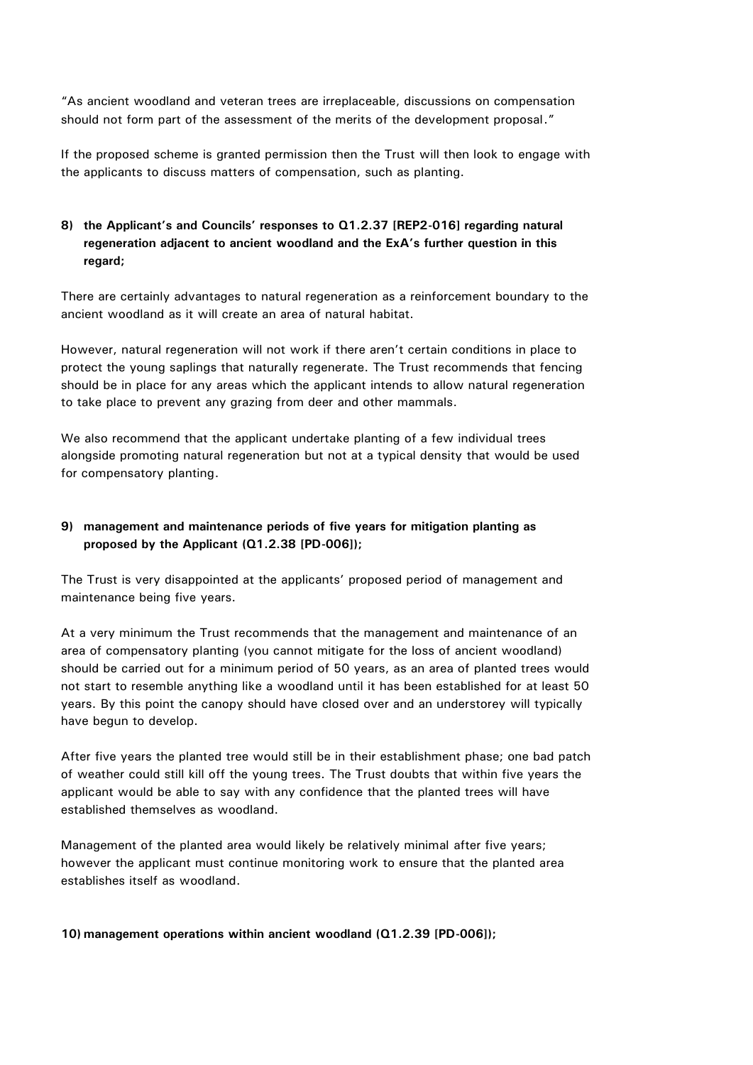"As ancient woodland and veteran trees are irreplaceable, discussions on compensation should not form part of the assessment of the merits of the development proposal."

If the proposed scheme is granted permission then the Trust will then look to engage with the applicants to discuss matters of compensation, such as planting.

**8) the Applicant's and Councils' responses to Q1.2.37 [REP2-016] regarding natural regeneration adjacent to ancient woodland and the ExA's further question in this regard;**

There are certainly advantages to natural regeneration as a reinforcement boundary to the ancient woodland as it will create an area of natural habitat.

However, natural regeneration will not work if there aren't certain conditions in place to protect the young saplings that naturally regenerate. The Trust recommends that fencing should be in place for any areas which the applicant intends to allow natural regeneration to take place to prevent any grazing from deer and other mammals.

We also recommend that the applicant undertake planting of a few individual trees alongside promoting natural regeneration but not at a typical density that would be used for compensatory planting.

**9) management and maintenance periods of five years for mitigation planting as proposed by the Applicant (Q1.2.38 [PD-006]);**

The Trust is very disappointed at the applicants' proposed period of management and maintenance being five years.

At a very minimum the Trust recommends that the management and maintenance of an area of compensatory planting (you cannot mitigate for the loss of ancient woodland) should be carried out for a minimum period of 50 years, as an area of planted trees would not start to resemble anything like a woodland until it has been established for at least 50 years. By this point the canopy should have closed over and an understorey will typically have begun to develop.

After five years the planted tree would still be in their establishment phase; one bad patch of weather could still kill off the young trees. The Trust doubts that within five years the applicant would be able to say with any confidence that the planted trees will have established themselves as woodland.

Management of the planted area would likely be relatively minimal after five years; however the applicant must continue monitoring work to ensure that the planted area establishes itself as woodland.

**10) management operations within ancient woodland (Q1.2.39 [PD-006]);**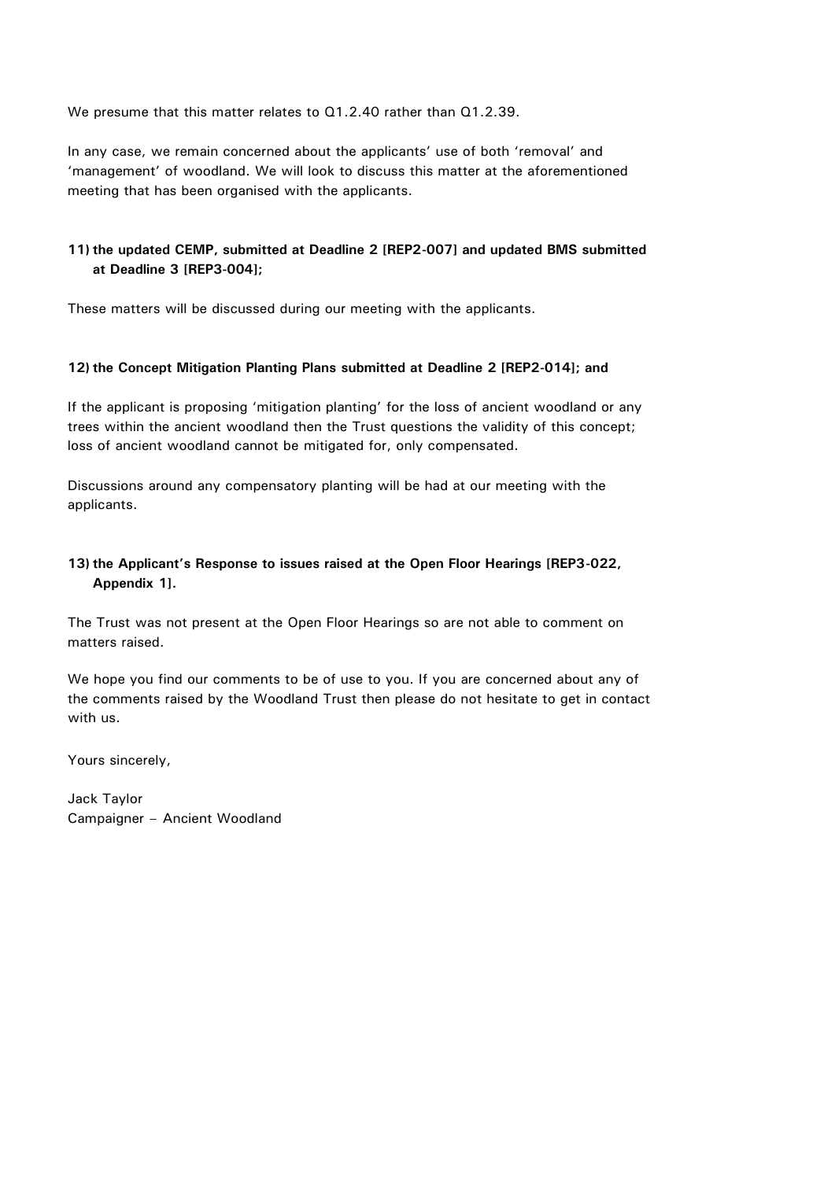We presume that this matter relates to Q1.2.40 rather than Q1.2.39.

In any case, we remain concerned about the applicants' use of both 'removal' and 'management' of woodland. We will look to discuss this matter at the aforementioned meeting that has been organised with the applicants.

**11) the updated CEMP, submitted at Deadline 2 [REP2-007] and updated BMS submitted at Deadline 3 [REP3-004];**

These matters will be discussed during our meeting with the applicants.

**12) the Concept Mitigation Planting Plans submitted at Deadline 2 [REP2-014]; and**

If the applicant is proposing 'mitigation planting' for the loss of ancient woodland or any trees within the ancient woodland then the Trust questions the validity of this concept; loss of ancient woodland cannot be mitigated for, only compensated.

Discussions around any compensatory planting will be had at our meeting with the applicants.

**13) the Applicant's Response to issues raised at the Open Floor Hearings [REP3-022, Appendix 1].**

The Trust was not present at the Open Floor Hearings so are not able to comment on matters raised.

We hope you find our comments to be of use to you. If you are concerned about any of the comments raised by the Woodland Trust then please do not hesitate to get in contact with us.

Yours sincerely,

Jack Taylor
Campaigner – Ancient Woodland